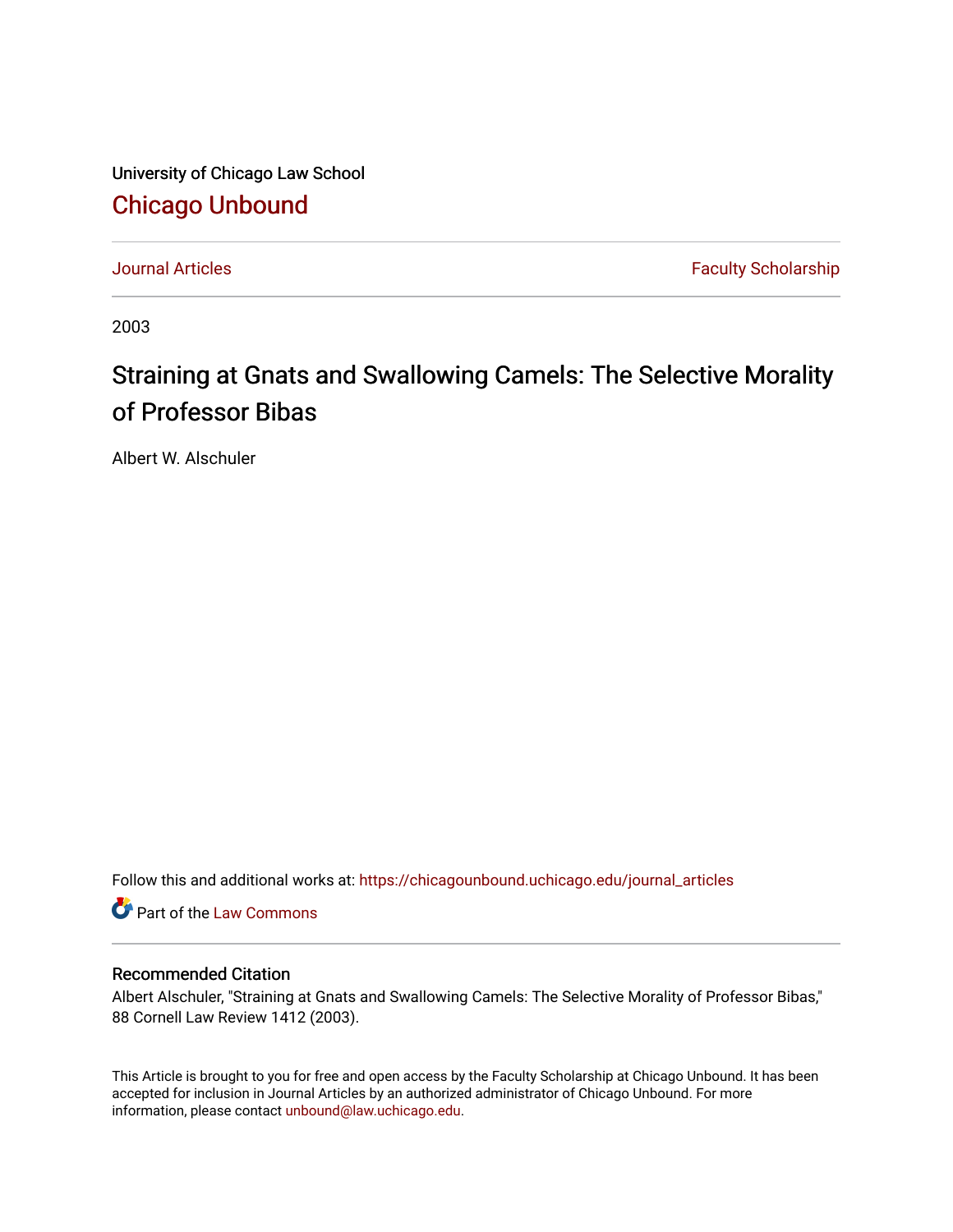University of Chicago Law School

# Chicago Unbound

Journal Articles | Faculty Scholarship

2003

# Straining at Gnats and Swallowing Camels: The Selective Morality of Professor Bibas

Albert W. Alschuler

Follow this and additional works at: https://chicagounbound.uchicago.edu/journal_articles

Part of the Law Commons

## Recommended Citation

Albert Alschuler, "Straining at Gnats and Swallowing Camels: The Selective Morality of Professor Bibas," 88 Cornell Law Review 1412 (2003).

This Article is brought to you for free and open access by the Faculty Scholarship at Chicago Unbound. It has been accepted for inclusion in Journal Articles by an authorized administrator of Chicago Unbound. For more information, please contact unbound@law.uchicago.edu.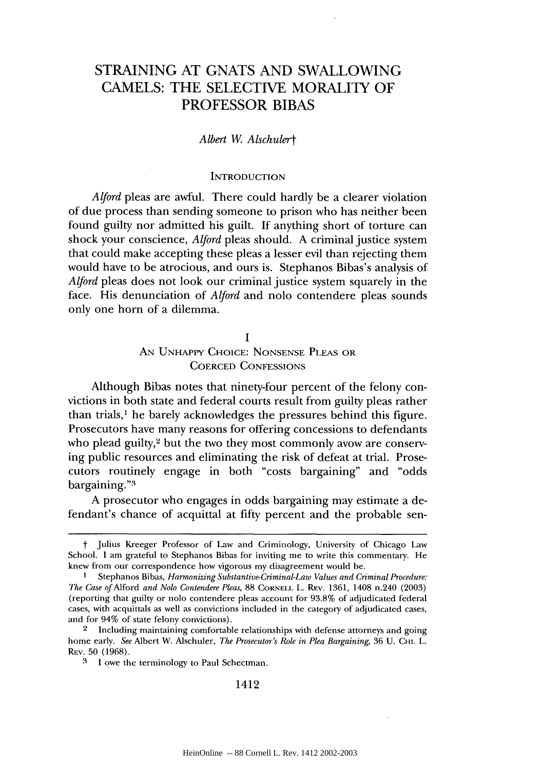# STRAINING AT GNATS AND SWALLOWING CAMELS: THE SELECTIVE MORALITY OF PROFESSOR BIBAS

*Albert W. Alschuler*†

## INTRODUCTION

*Alford* pleas are awful. There could hardly be a clearer violation of due process than sending someone to prison who has neither been found guilty nor admitted his guilt. If anything short of torture can shock your conscience, *Alford* pleas should. A criminal justice system that could make accepting these pleas a lesser evil than rejecting them would have to be atrocious, and ours is. Stephanos Bibas's analysis of *Alford* pleas does not look our criminal justice system squarely in the face. His denunciation of *Alford* and nolo contendere pleas sounds only one horn of a dilemma.

## I
## AN UNHAPPY CHOICE: NONSENSE PLEAS OR COERCED CONFESSIONS

Although Bibas notes that ninety-four percent of the felony convictions in both state and federal courts result from guilty pleas rather than trials,[1] he barely acknowledges the pressures behind this figure. Prosecutors have many reasons for offering concessions to defendants who plead guilty,[2] but the two they most commonly avow are conserving public resources and eliminating the risk of defeat at trial. Prosecutors routinely engage in both "costs bargaining" and "odds bargaining."[3]

A prosecutor who engages in odds bargaining may estimate a defendant's chance of acquittal at fifty percent and the probable sen-

---

† Julius Kreeger Professor of Law and Criminology, University of Chicago Law School. I am grateful to Stephanos Bibas for inviting me to write this commentary. He knew from our correspondence how vigorous my disagreement would be.

[1] Stephanos Bibas, *Harmonizing Substantive-Criminal-Law Values and Criminal Procedure: The Case of* Alford *and Nolo Contendere Pleas*, 88 CORNELL L. REV. 1361, 1408 n.240 (2003) (reporting that guilty or nolo contendere pleas account for 93.8% of adjudicated federal cases, with acquittals as well as convictions included in the category of adjudicated cases, and for 94% of state felony convictions).

[2] Including maintaining comfortable relationships with defense attorneys and going home early. *See* Albert W. Alschuler, *The Prosecutor's Role in Plea Bargaining*, 36 U. CHI. L. REV. 50 (1968).

[3] I owe the terminology to Paul Schectman.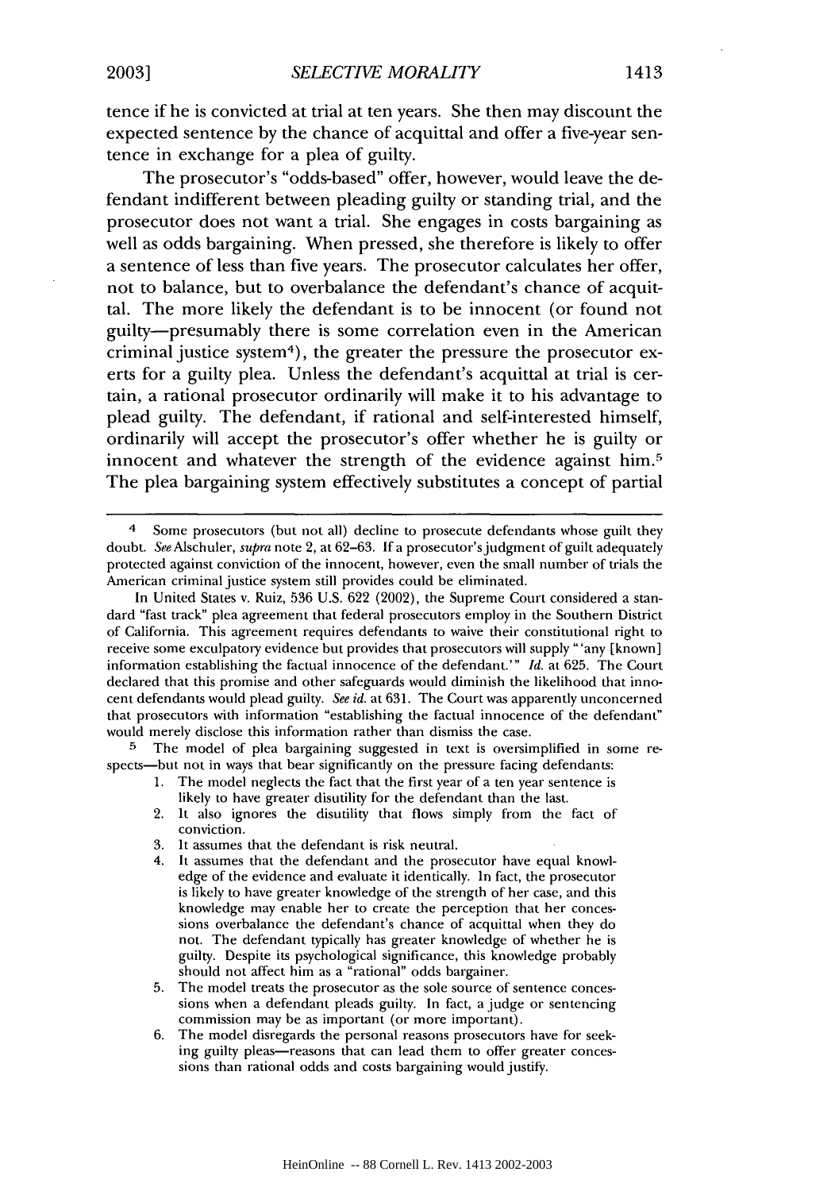tence if he is convicted at trial at ten years. She then may discount the expected sentence by the chance of acquittal and offer a five-year sentence in exchange for a plea of guilty.

The prosecutor's "odds-based" offer, however, would leave the defendant indifferent between pleading guilty or standing trial, and the prosecutor does not want a trial. She engages in costs bargaining as well as odds bargaining. When pressed, she therefore is likely to offer a sentence of less than five years. The prosecutor calculates her offer, not to balance, but to overbalance the defendant's chance of acquittal. The more likely the defendant is to be innocent (or found not guilty—presumably there is some correlation even in the American criminal justice system[4]), the greater the pressure the prosecutor exerts for a guilty plea. Unless the defendant's acquittal at trial is certain, a rational prosecutor ordinarily will make it to his advantage to plead guilty. The defendant, if rational and self-interested himself, ordinarily will accept the prosecutor's offer whether he is guilty or innocent and whatever the strength of the evidence against him.[5] The plea bargaining system effectively substitutes a concept of partial

---

[4] Some prosecutors (but not all) decline to prosecute defendants whose guilt they doubt. *See* Alschuler, *supra* note 2, at 62–63. If a prosecutor's judgment of guilt adequately protected against conviction of the innocent, however, even the small number of trials the American criminal justice system still provides could be eliminated.

In United States v. Ruiz, 536 U.S. 622 (2002), the Supreme Court considered a standard "fast track" plea agreement that federal prosecutors employ in the Southern District of California. This agreement requires defendants to waive their constitutional right to receive some exculpatory evidence but provides that prosecutors will supply "'any [known] information establishing the factual innocence of the defendant.'" *Id.* at 625. The Court declared that this promise and other safeguards would diminish the likelihood that innocent defendants would plead guilty. *See id.* at 631. The Court was apparently unconcerned that prosecutors with information "establishing the factual innocence of the defendant" would merely disclose this information rather than dismiss the case.

[5] The model of plea bargaining suggested in text is oversimplified in some respects—but not in ways that bear significantly on the pressure facing defendants:

1. The model neglects the fact that the first year of a ten year sentence is likely to have greater disutility for the defendant than the last.
2. It also ignores the disutility that flows simply from the fact of conviction.
3. It assumes that the defendant is risk neutral.
4. It assumes that the defendant and the prosecutor have equal knowledge of the evidence and evaluate it identically. In fact, the prosecutor is likely to have greater knowledge of the strength of her case, and this knowledge may enable her to create the perception that her concessions overbalance the defendant's chance of acquittal when they do not. The defendant typically has greater knowledge of whether he is guilty. Despite its psychological significance, this knowledge probably should not affect him as a "rational" odds bargainer.
5. The model treats the prosecutor as the sole source of sentence concessions when a defendant pleads guilty. In fact, a judge or sentencing commission may be as important (or more important).
6. The model disregards the personal reasons prosecutors have for seeking guilty pleas—reasons that can lead them to offer greater concessions than rational odds and costs bargaining would justify.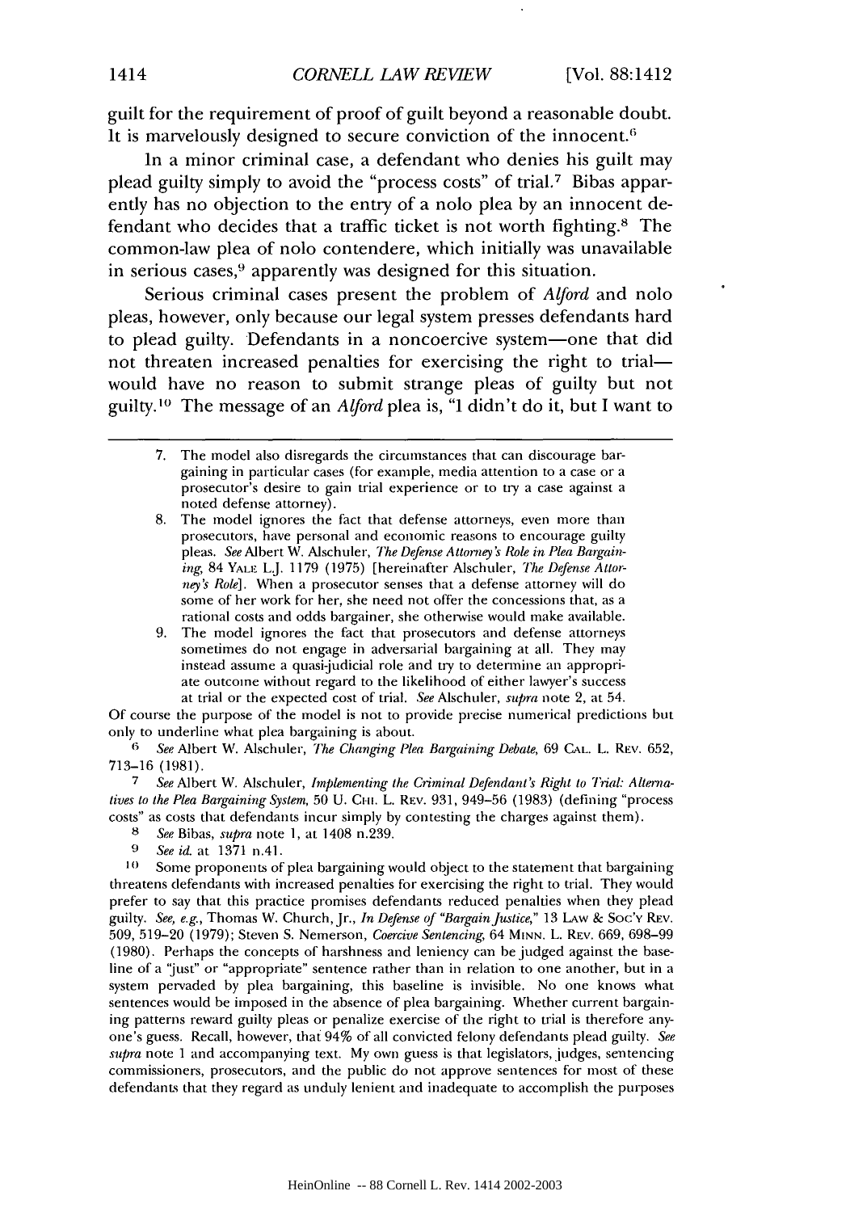guilt for the requirement of proof of guilt beyond a reasonable doubt. It is marvelously designed to secure conviction of the innocent.[6]

In a minor criminal case, a defendant who denies his guilt may plead guilty simply to avoid the "process costs" of trial.[7] Bibas apparently has no objection to the entry of a nolo plea by an innocent defendant who decides that a traffic ticket is not worth fighting.[8] The common-law plea of nolo contendere, which initially was unavailable in serious cases,[9] apparently was designed for this situation.

Serious criminal cases present the problem of *Alford* and nolo pleas, however, only because our legal system presses defendants hard to plead guilty. Defendants in a noncoercive system—one that did not threaten increased penalties for exercising the right to trial—would have no reason to submit strange pleas of guilty but not guilty.[10] The message of an *Alford* plea is, "I didn't do it, but I want to

> 7. The model also disregards the circumstances that can discourage bargaining in particular cases (for example, media attention to a case or a prosecutor's desire to gain trial experience or to try a case against a noted defense attorney).
>
> 8. The model ignores the fact that defense attorneys, even more than prosecutors, have personal and economic reasons to encourage guilty pleas. *See* Albert W. Alschuler, *The Defense Attorney's Role in Plea Bargaining*, 84 YALE L.J. 1179 (1975) [hereinafter Alschuler, *The Defense Attorney's Role*]. When a prosecutor senses that a defense attorney will do some of her work for her, she need not offer the concessions that, as a rational costs and odds bargainer, she otherwise would make available.
>
> 9. The model ignores the fact that prosecutors and defense attorneys sometimes do not engage in adversarial bargaining at all. They may instead assume a quasi-judicial role and try to determine an appropriate outcome without regard to the likelihood of either lawyer's success at trial or the expected cost of trial. *See* Alschuler, *supra* note 2, at 54.

Of course the purpose of the model is not to provide precise numerical predictions but only to underline what plea bargaining is about.

[6] *See* Albert W. Alschuler, *The Changing Plea Bargaining Debate*, 69 CAL. L. REV. 652, 713–16 (1981).

[7] *See* Albert W. Alschuler, *Implementing the Criminal Defendant's Right to Trial: Alternatives to the Plea Bargaining System*, 50 U. CHI. L. REV. 931, 949–56 (1983) (defining "process costs" as costs that defendants incur simply by contesting the charges against them).

[8] *See* Bibas, *supra* note 1, at 1408 n.239.

[9] *See id.* at 1371 n.41.

[10] Some proponents of plea bargaining would object to the statement that bargaining threatens defendants with increased penalties for exercising the right to trial. They would prefer to say that this practice promises defendants reduced penalties when they plead guilty. *See, e.g.*, Thomas W. Church, Jr., *In Defense of "Bargain Justice*," 13 LAW & SOC'Y REV. 509, 519–20 (1979); Steven S. Nemerson, *Coercive Sentencing*, 64 MINN. L. REV. 669, 698–99 (1980). Perhaps the concepts of harshness and leniency can be judged against the baseline of a "just" or "appropriate" sentence rather than in relation to one another, but in a system pervaded by plea bargaining, this baseline is invisible. No one knows what sentences would be imposed in the absence of plea bargaining. Whether current bargaining patterns reward guilty pleas or penalize exercise of the right to trial is therefore anyone's guess. Recall, however, that 94% of all convicted felony defendants plead guilty. *See supra* note 1 and accompanying text. My own guess is that legislators, judges, sentencing commissioners, prosecutors, and the public do not approve sentences for most of these defendants that they regard as unduly lenient and inadequate to accomplish the purposes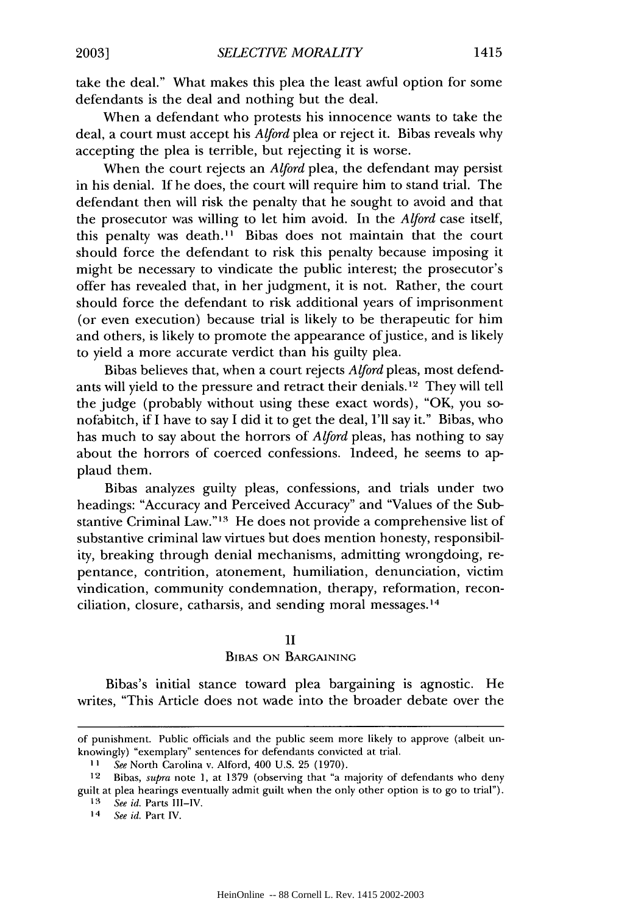take the deal." What makes this plea the least awful option for some defendants is the deal and nothing but the deal.

When a defendant who protests his innocence wants to take the deal, a court must accept his *Alford* plea or reject it. Bibas reveals why accepting the plea is terrible, but rejecting it is worse.

When the court rejects an *Alford* plea, the defendant may persist in his denial. If he does, the court will require him to stand trial. The defendant then will risk the penalty that he sought to avoid and that the prosecutor was willing to let him avoid. In the *Alford* case itself, this penalty was death.[11] Bibas does not maintain that the court should force the defendant to risk this penalty because imposing it might be necessary to vindicate the public interest; the prosecutor's offer has revealed that, in her judgment, it is not. Rather, the court should force the defendant to risk additional years of imprisonment (or even execution) because trial is likely to be therapeutic for him and others, is likely to promote the appearance of justice, and is likely to yield a more accurate verdict than his guilty plea.

Bibas believes that, when a court rejects *Alford* pleas, most defendants will yield to the pressure and retract their denials.[12] They will tell the judge (probably without using these exact words), "OK, you sonofabitch, if I have to say I did it to get the deal, I'll say it." Bibas, who has much to say about the horrors of *Alford* pleas, has nothing to say about the horrors of coerced confessions. Indeed, he seems to applaud them.

Bibas analyzes guilty pleas, confessions, and trials under two headings: "Accuracy and Perceived Accuracy" and "Values of the Substantive Criminal Law."[13] He does not provide a comprehensive list of substantive criminal law virtues but does mention honesty, responsibility, breaking through denial mechanisms, admitting wrongdoing, repentance, contrition, atonement, humiliation, denunciation, victim vindication, community condemnation, therapy, reformation, reconciliation, closure, catharsis, and sending moral messages.[14]

## II
## Bibas on Bargaining

Bibas's initial stance toward plea bargaining is agnostic. He writes, "This Article does not wade into the broader debate over the

---

of punishment. Public officials and the public seem more likely to approve (albeit unknowingly) "exemplary" sentences for defendants convicted at trial.

[11] *See* North Carolina v. Alford, 400 U.S. 25 (1970).

[12] Bibas, *supra* note 1, at 1379 (observing that "a majority of defendants who deny guilt at plea hearings eventually admit guilt when the only other option is to go to trial").

[13] *See id.* Parts III–IV.

[14] *See id.* Part IV.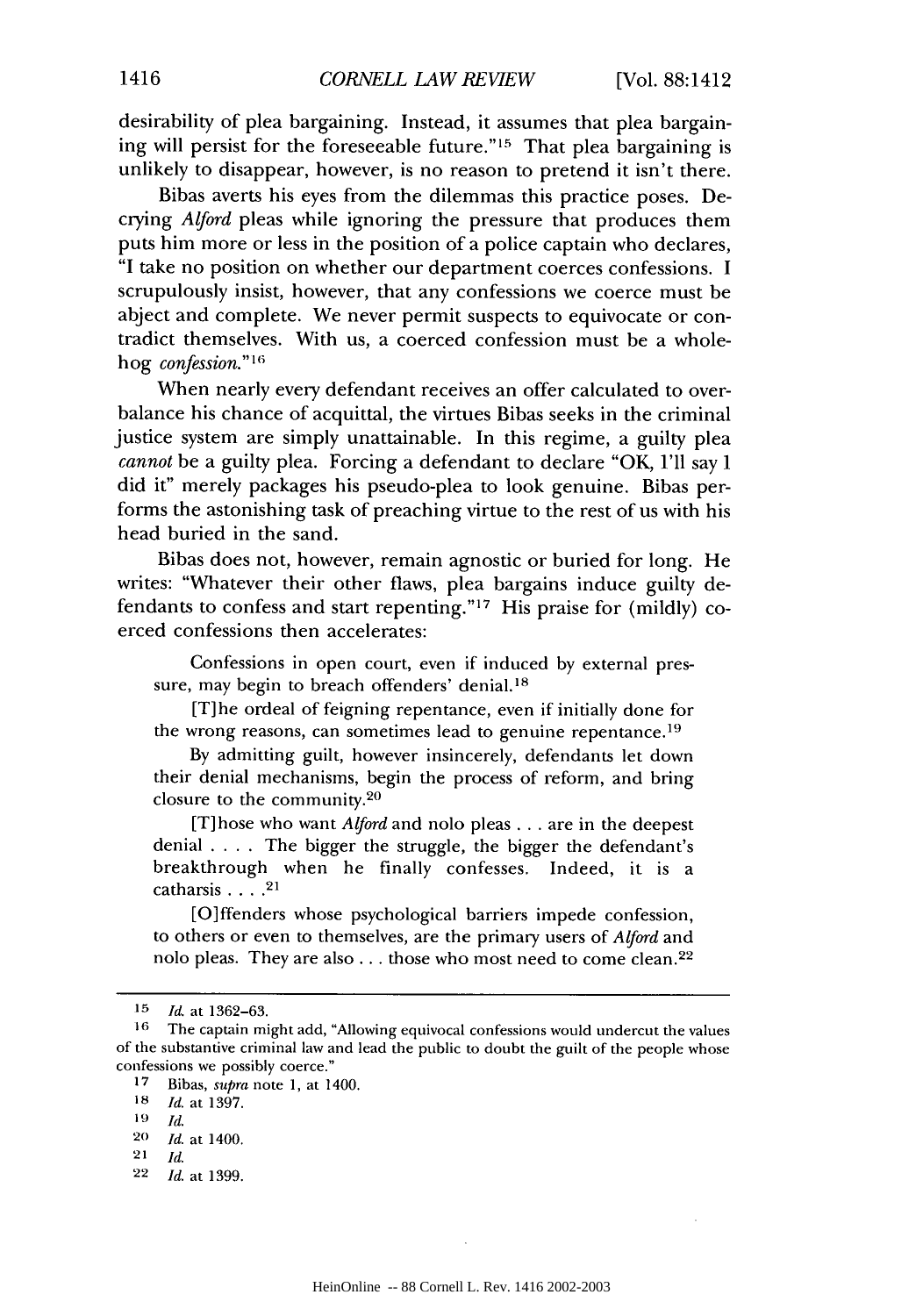desirability of plea bargaining. Instead, it assumes that plea bargaining will persist for the foreseeable future."[15] That plea bargaining is unlikely to disappear, however, is no reason to pretend it isn't there.

Bibas averts his eyes from the dilemmas this practice poses. Decrying *Alford* pleas while ignoring the pressure that produces them puts him more or less in the position of a police captain who declares, "I take no position on whether our department coerces confessions. I scrupulously insist, however, that any confessions we coerce must be abject and complete. We never permit suspects to equivocate or contradict themselves. With us, a coerced confession must be a whole-hog *confession*."[16]

When nearly every defendant receives an offer calculated to overbalance his chance of acquittal, the virtues Bibas seeks in the criminal justice system are simply unattainable. In this regime, a guilty plea *cannot* be a guilty plea. Forcing a defendant to declare "OK, I'll say I did it" merely packages his pseudo-plea to look genuine. Bibas performs the astonishing task of preaching virtue to the rest of us with his head buried in the sand.

Bibas does not, however, remain agnostic or buried for long. He writes: "Whatever their other flaws, plea bargains induce guilty defendants to confess and start repenting."[17] His praise for (mildly) coerced confessions then accelerates:

> Confessions in open court, even if induced by external pressure, may begin to breach offenders' denial.[18]
>
> [T]he ordeal of feigning repentance, even if initially done for the wrong reasons, can sometimes lead to genuine repentance.[19]
>
> By admitting guilt, however insincerely, defendants let down their denial mechanisms, begin the process of reform, and bring closure to the community.[20]
>
> [T]hose who want *Alford* and nolo pleas . . . are in the deepest denial . . . . The bigger the struggle, the bigger the defendant's breakthrough when he finally confesses. Indeed, it is a catharsis . . . .[21]
>
> [O]ffenders whose psychological barriers impede confession, to others or even to themselves, are the primary users of *Alford* and nolo pleas. They are also . . . those who most need to come clean.[22]

---

15 *Id.* at 1362–63.

16 The captain might add, "Allowing equivocal confessions would undercut the values of the substantive criminal law and lead the public to doubt the guilt of the people whose confessions we possibly coerce."

17 Bibas, *supra* note 1, at 1400.

18 *Id.* at 1397.

19 *Id.*

20 *Id.* at 1400.

21 *Id.*

22 *Id.* at 1399.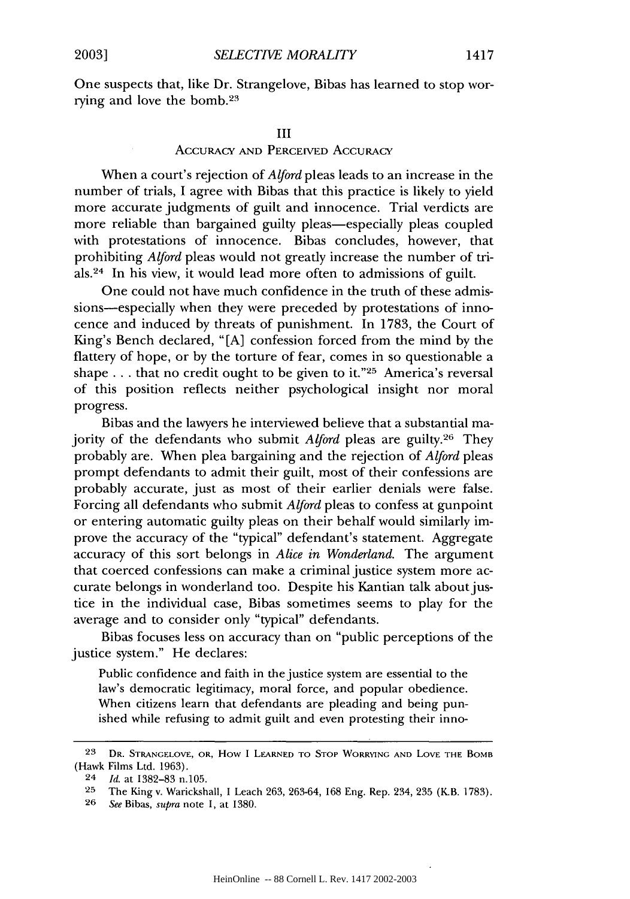One suspects that, like Dr. Strangelove, Bibas has learned to stop worrying and love the bomb.[23]

## III
### Accuracy and Perceived Accuracy

When a court's rejection of *Alford* pleas leads to an increase in the number of trials, I agree with Bibas that this practice is likely to yield more accurate judgments of guilt and innocence. Trial verdicts are more reliable than bargained guilty pleas—especially pleas coupled with protestations of innocence. Bibas concludes, however, that prohibiting *Alford* pleas would not greatly increase the number of trials.[24] In his view, it would lead more often to admissions of guilt.

One could not have much confidence in the truth of these admissions—especially when they were preceded by protestations of innocence and induced by threats of punishment. In 1783, the Court of King's Bench declared, "[A] confession forced from the mind by the flattery of hope, or by the torture of fear, comes in so questionable a shape . . . that no credit ought to be given to it."[25] America's reversal of this position reflects neither psychological insight nor moral progress.

Bibas and the lawyers he interviewed believe that a substantial majority of the defendants who submit *Alford* pleas are guilty.[26] They probably are. When plea bargaining and the rejection of *Alford* pleas prompt defendants to admit their guilt, most of their confessions are probably accurate, just as most of their earlier denials were false. Forcing all defendants who submit *Alford* pleas to confess at gunpoint or entering automatic guilty pleas on their behalf would similarly improve the accuracy of the "typical" defendant's statement. Aggregate accuracy of this sort belongs in *Alice in Wonderland*. The argument that coerced confessions can make a criminal justice system more accurate belongs in wonderland too. Despite his Kantian talk about justice in the individual case, Bibas sometimes seems to play for the average and to consider only "typical" defendants.

Bibas focuses less on accuracy than on "public perceptions of the justice system." He declares:

> Public confidence and faith in the justice system are essential to the law's democratic legitimacy, moral force, and popular obedience. When citizens learn that defendants are pleading and being punished while refusing to admit guilt and even protesting their inno-

---

[23] Dr. Strangelove, or, How I Learned to Stop Worrying and Love the Bomb (Hawk Films Ltd. 1963).

[24] *Id.* at 1382–83 n.105.

[25] The King v. Warickshall, 1 Leach 263, 263-64, 168 Eng. Rep. 234, 235 (K.B. 1783).

[26] *See* Bibas, *supra* note 1, at 1380.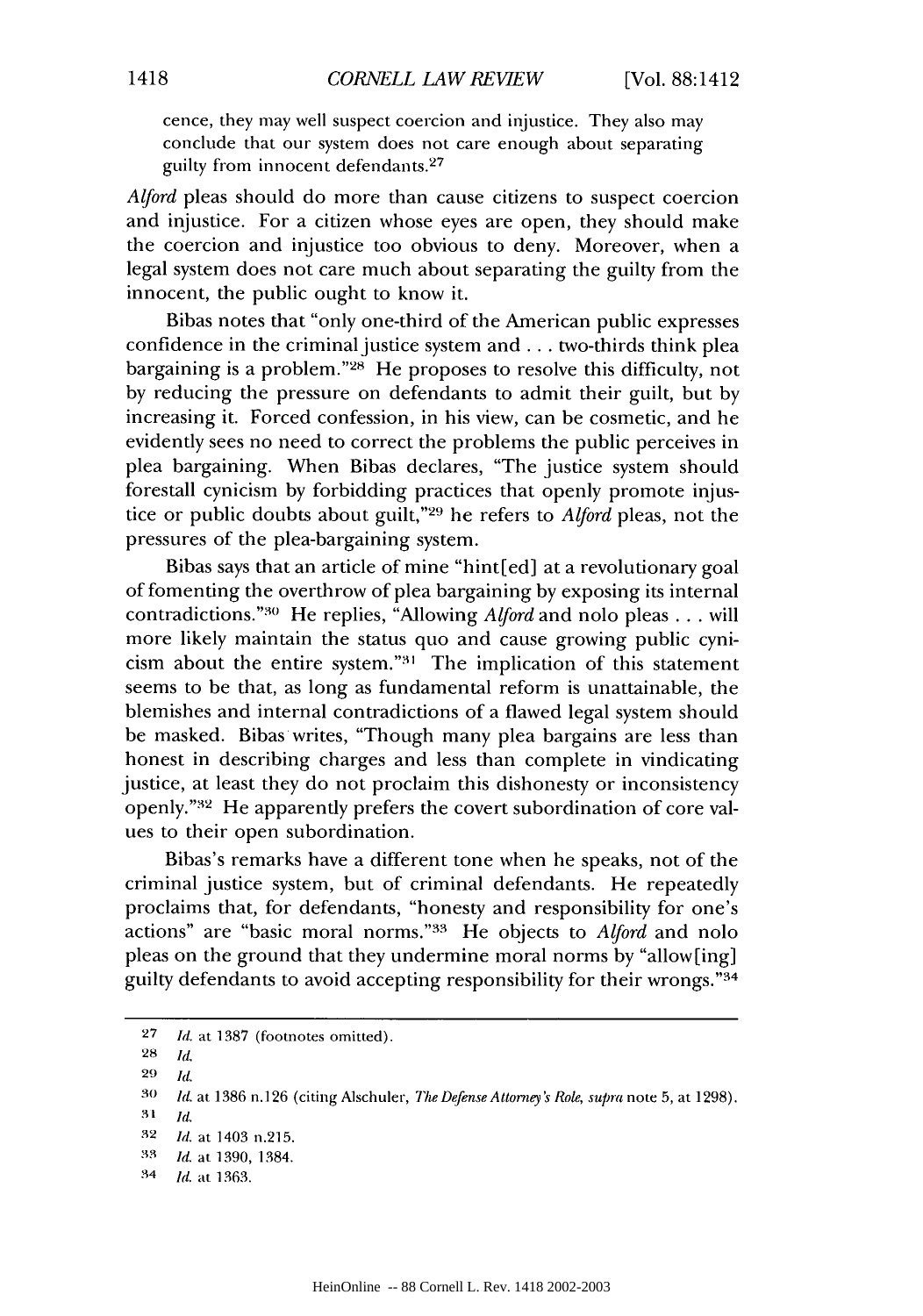> cence, they may well suspect coercion and injustice. They also may conclude that our system does not care enough about separating guilty from innocent defendants.[27]

*Alford* pleas should do more than cause citizens to suspect coercion and injustice. For a citizen whose eyes are open, they should make the coercion and injustice too obvious to deny. Moreover, when a legal system does not care much about separating the guilty from the innocent, the public ought to know it.

Bibas notes that "only one-third of the American public expresses confidence in the criminal justice system and . . . two-thirds think plea bargaining is a problem."[28] He proposes to resolve this difficulty, not by reducing the pressure on defendants to admit their guilt, but by increasing it. Forced confession, in his view, can be cosmetic, and he evidently sees no need to correct the problems the public perceives in plea bargaining. When Bibas declares, "The justice system should forestall cynicism by forbidding practices that openly promote injustice or public doubts about guilt,"[29] he refers to *Alford* pleas, not the pressures of the plea-bargaining system.

Bibas says that an article of mine "hint[ed] at a revolutionary goal of fomenting the overthrow of plea bargaining by exposing its internal contradictions."[30] He replies, "Allowing *Alford* and nolo pleas . . . will more likely maintain the status quo and cause growing public cynicism about the entire system."[31] The implication of this statement seems to be that, as long as fundamental reform is unattainable, the blemishes and internal contradictions of a flawed legal system should be masked. Bibas writes, "Though many plea bargains are less than honest in describing charges and less than complete in vindicating justice, at least they do not proclaim this dishonesty or inconsistency openly."[32] He apparently prefers the covert subordination of core values to their open subordination.

Bibas's remarks have a different tone when he speaks, not of the criminal justice system, but of criminal defendants. He repeatedly proclaims that, for defendants, "honesty and responsibility for one's actions" are "basic moral norms."[33] He objects to *Alford* and nolo pleas on the ground that they undermine moral norms by "allow[ing] guilty defendants to avoid accepting responsibility for their wrongs."[34]

---

27 *Id.* at 1387 (footnotes omitted).

28 *Id.*

29 *Id.*

30 *Id.* at 1386 n.126 (citing Alschuler, *The Defense Attorney's Role*, *supra* note 5, at 1298).

31 *Id.*

32 *Id.* at 1403 n.215.

33 *Id.* at 1390, 1384.

34 *Id.* at 1363.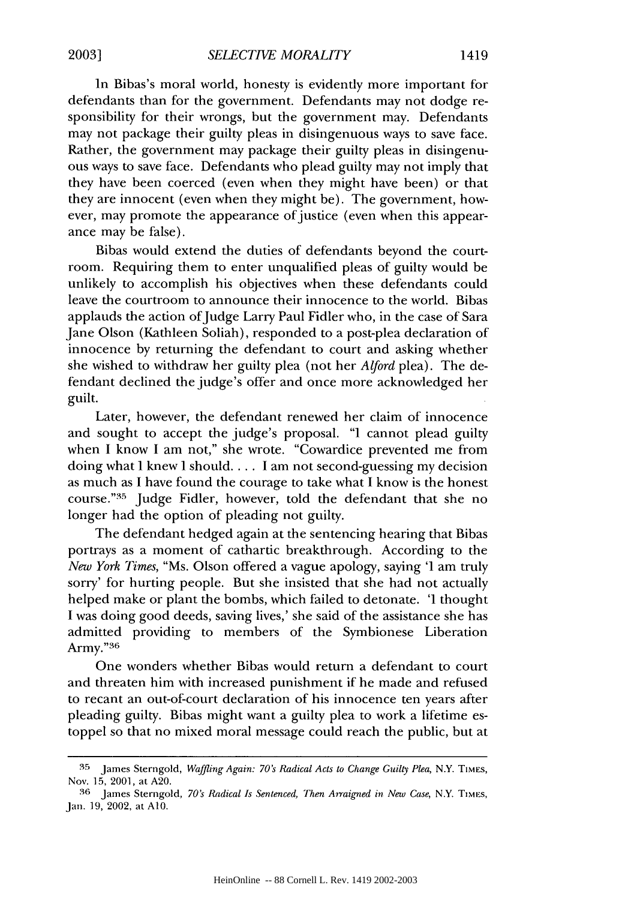In Bibas's moral world, honesty is evidently more important for defendants than for the government. Defendants may not dodge responsibility for their wrongs, but the government may. Defendants may not package their guilty pleas in disingenuous ways to save face. Rather, the government may package their guilty pleas in disingenuous ways to save face. Defendants who plead guilty may not imply that they have been coerced (even when they might have been) or that they are innocent (even when they might be). The government, however, may promote the appearance of justice (even when this appearance may be false).

Bibas would extend the duties of defendants beyond the courtroom. Requiring them to enter unqualified pleas of guilty would be unlikely to accomplish his objectives when these defendants could leave the courtroom to announce their innocence to the world. Bibas applauds the action of Judge Larry Paul Fidler who, in the case of Sara Jane Olson (Kathleen Soliah), responded to a post-plea declaration of innocence by returning the defendant to court and asking whether she wished to withdraw her guilty plea (not her *Alford* plea). The defendant declined the judge's offer and once more acknowledged her guilt.

Later, however, the defendant renewed her claim of innocence and sought to accept the judge's proposal. "I cannot plead guilty when I know I am not," she wrote. "Cowardice prevented me from doing what I knew I should. . . . I am not second-guessing my decision as much as I have found the courage to take what I know is the honest course."[35] Judge Fidler, however, told the defendant that she no longer had the option of pleading not guilty.

The defendant hedged again at the sentencing hearing that Bibas portrays as a moment of cathartic breakthrough. According to the *New York Times*, "Ms. Olson offered a vague apology, saying 'I am truly sorry' for hurting people. But she insisted that she had not actually helped make or plant the bombs, which failed to detonate. 'I thought I was doing good deeds, saving lives,' she said of the assistance she has admitted providing to members of the Symbionese Liberation Army."[36]

One wonders whether Bibas would return a defendant to court and threaten him with increased punishment if he made and refused to recant an out-of-court declaration of his innocence ten years after pleading guilty. Bibas might want a guilty plea to work a lifetime estoppel so that no mixed moral message could reach the public, but at

---

[35] James Sterngold, *Waffling Again: 70's Radical Acts to Change Guilty Plea*, N.Y. TIMES, Nov. 15, 2001, at A20.

[36] James Sterngold, *70's Radical Is Sentenced, Then Arraigned in New Case*, N.Y. TIMES, Jan. 19, 2002, at A10.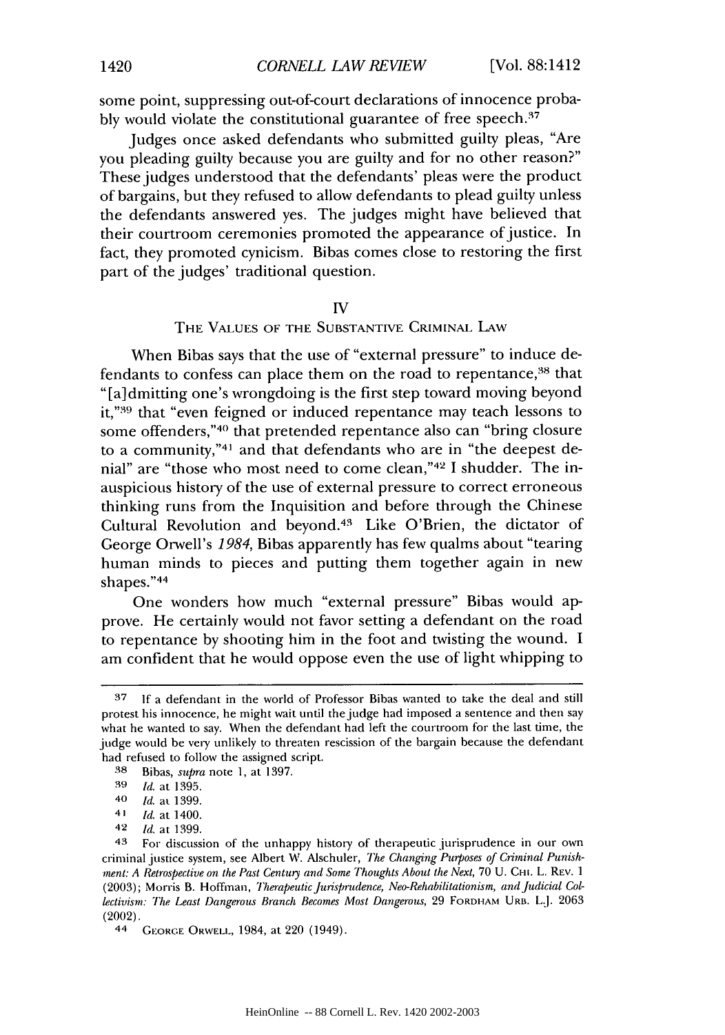some point, suppressing out-of-court declarations of innocence probably would violate the constitutional guarantee of free speech.[37]

Judges once asked defendants who submitted guilty pleas, "Are you pleading guilty because you are guilty and for no other reason?" These judges understood that the defendants' pleas were the product of bargains, but they refused to allow defendants to plead guilty unless the defendants answered yes. The judges might have believed that their courtroom ceremonies promoted the appearance of justice. In fact, they promoted cynicism. Bibas comes close to restoring the first part of the judges' traditional question.

## IV
## THE VALUES OF THE SUBSTANTIVE CRIMINAL LAW

When Bibas says that the use of "external pressure" to induce defendants to confess can place them on the road to repentance,[38] that "[a]dmitting one's wrongdoing is the first step toward moving beyond it,"[39] that "even feigned or induced repentance may teach lessons to some offenders,"[40] that pretended repentance also can "bring closure to a community,"[41] and that defendants who are in "the deepest denial" are "those who most need to come clean,"[42] I shudder. The inauspicious history of the use of external pressure to correct erroneous thinking runs from the Inquisition and before through the Chinese Cultural Revolution and beyond.[43] Like O'Brien, the dictator of George Orwell's *1984*, Bibas apparently has few qualms about "tearing human minds to pieces and putting them together again in new shapes."[44]

One wonders how much "external pressure" Bibas would approve. He certainly would not favor setting a defendant on the road to repentance by shooting him in the foot and twisting the wound. I am confident that he would oppose even the use of light whipping to

---

[37] If a defendant in the world of Professor Bibas wanted to take the deal and still protest his innocence, he might wait until the judge had imposed a sentence and then say what he wanted to say. When the defendant had left the courtroom for the last time, the judge would be very unlikely to threaten rescission of the bargain because the defendant had refused to follow the assigned script.

[38] Bibas, *supra* note 1, at 1397.

[39] *Id.* at 1395.

[40] *Id.* at 1399.

[41] *Id.* at 1400.

[42] *Id.* at 1399.

[43] For discussion of the unhappy history of therapeutic jurisprudence in our own criminal justice system, see Albert W. Alschuler, *The Changing Purposes of Criminal Punishment: A Retrospective on the Past Century and Some Thoughts About the Next*, 70 U. CHI. L. REV. 1 (2003); Morris B. Hoffman, *Therapeutic Jurisprudence, Neo-Rehabilitationism, and Judicial Collectivism: The Least Dangerous Branch Becomes Most Dangerous*, 29 FORDHAM URB. L.J. 2063 (2002).

[44] GEORGE ORWELL, 1984, at 220 (1949).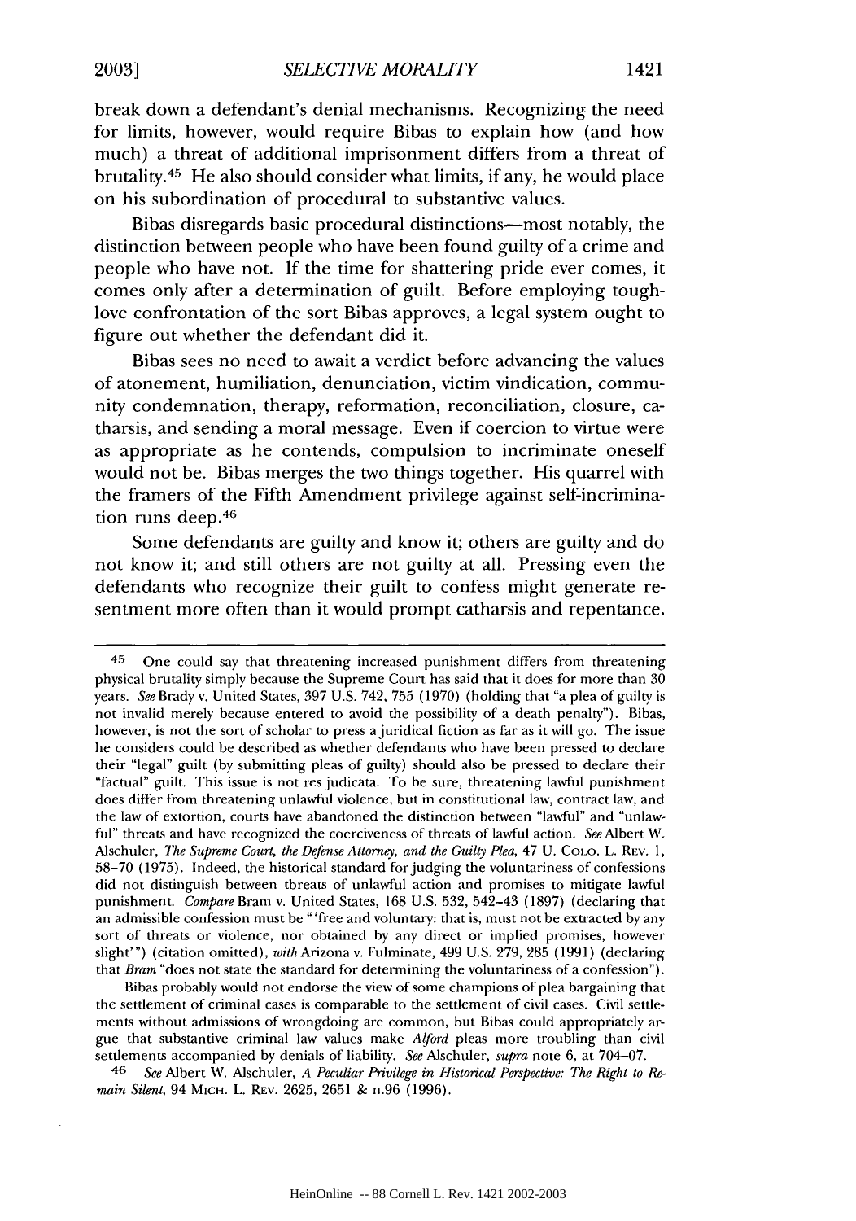break down a defendant's denial mechanisms. Recognizing the need for limits, however, would require Bibas to explain how (and how much) a threat of additional imprisonment differs from a threat of brutality.[45] He also should consider what limits, if any, he would place on his subordination of procedural to substantive values.

Bibas disregards basic procedural distinctions—most notably, the distinction between people who have been found guilty of a crime and people who have not. If the time for shattering pride ever comes, it comes only after a determination of guilt. Before employing tough-love confrontation of the sort Bibas approves, a legal system ought to figure out whether the defendant did it.

Bibas sees no need to await a verdict before advancing the values of atonement, humiliation, denunciation, victim vindication, community condemnation, therapy, reformation, reconciliation, closure, catharsis, and sending a moral message. Even if coercion to virtue were as appropriate as he contends, compulsion to incriminate oneself would not be. Bibas merges the two things together. His quarrel with the framers of the Fifth Amendment privilege against self-incrimination runs deep.[46]

Some defendants are guilty and know it; others are guilty and do not know it; and still others are not guilty at all. Pressing even the defendants who recognize their guilt to confess might generate resentment more often than it would prompt catharsis and repentance.

---

[45] One could say that threatening increased punishment differs from threatening physical brutality simply because the Supreme Court has said that it does for more than 30 years. *See* Brady v. United States, 397 U.S. 742, 755 (1970) (holding that "a plea of guilty is not invalid merely because entered to avoid the possibility of a death penalty"). Bibas, however, is not the sort of scholar to press a juridical fiction as far as it will go. The issue he considers could be described as whether defendants who have been pressed to declare their "legal" guilt (by submitting pleas of guilty) should also be pressed to declare their "factual" guilt. This issue is not res judicata. To be sure, threatening lawful punishment does differ from threatening unlawful violence, but in constitutional law, contract law, and the law of extortion, courts have abandoned the distinction between "lawful" and "unlawful" threats and have recognized the coerciveness of threats of lawful action. *See* Albert W. Alschuler, *The Supreme Court, the Defense Attorney, and the Guilty Plea*, 47 U. COLO. L. REV. 1, 58–70 (1975). Indeed, the historical standard for judging the voluntariness of confessions did not distinguish between threats of unlawful action and promises to mitigate lawful punishment. *Compare* Bram v. United States, 168 U.S. 532, 542–43 (1897) (declaring that an admissible confession must be "'free and voluntary: that is, must not be extracted by any sort of threats or violence, nor obtained by any direct or implied promises, however slight'") (citation omitted), *with* Arizona v. Fulminate, 499 U.S. 279, 285 (1991) (declaring that *Bram* "does not state the standard for determining the voluntariness of a confession").

Bibas probably would not endorse the view of some champions of plea bargaining that the settlement of criminal cases is comparable to the settlement of civil cases. Civil settlements without admissions of wrongdoing are common, but Bibas could appropriately argue that substantive criminal law values make *Alford* pleas more troubling than civil settlements accompanied by denials of liability. *See* Alschuler, *supra* note 6, at 704–07.

[46] *See* Albert W. Alschuler, *A Peculiar Privilege in Historical Perspective: The Right to Remain Silent*, 94 MICH. L. REV. 2625, 2651 & n.96 (1996).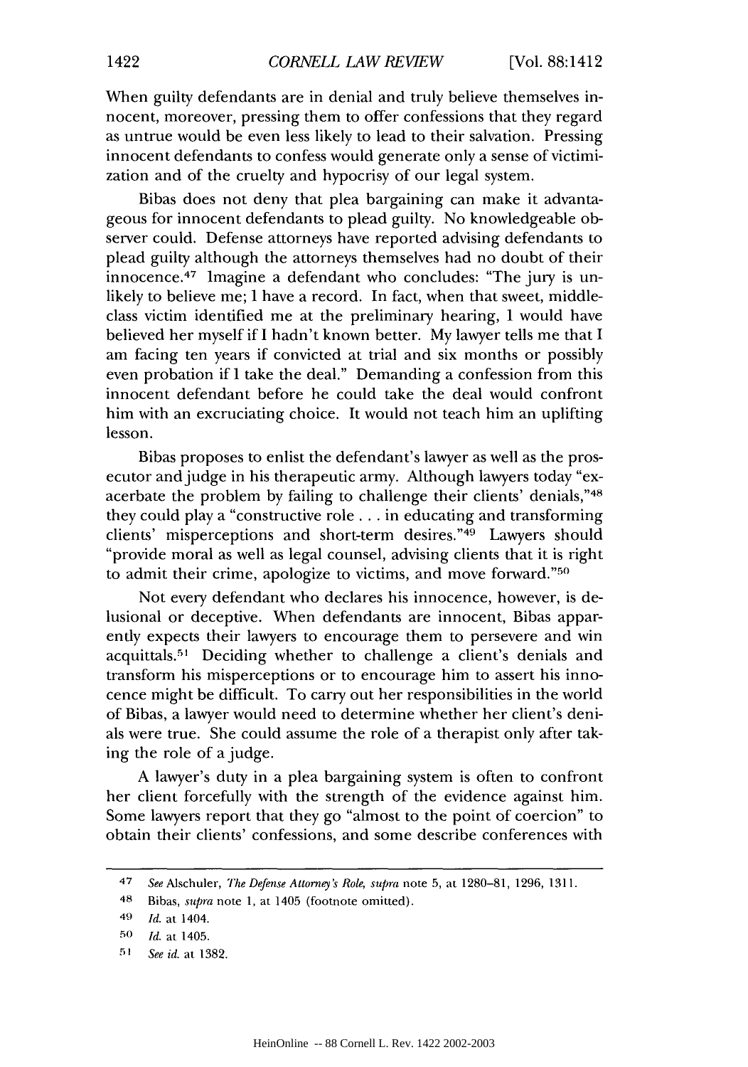When guilty defendants are in denial and truly believe themselves innocent, moreover, pressing them to offer confessions that they regard as untrue would be even less likely to lead to their salvation. Pressing innocent defendants to confess would generate only a sense of victimization and of the cruelty and hypocrisy of our legal system.

Bibas does not deny that plea bargaining can make it advantageous for innocent defendants to plead guilty. No knowledgeable observer could. Defense attorneys have reported advising defendants to plead guilty although the attorneys themselves had no doubt of their innocence.[47] Imagine a defendant who concludes: "The jury is unlikely to believe me; I have a record. In fact, when that sweet, middle-class victim identified me at the preliminary hearing, I would have believed her myself if I hadn't known better. My lawyer tells me that I am facing ten years if convicted at trial and six months or possibly even probation if I take the deal." Demanding a confession from this innocent defendant before he could take the deal would confront him with an excruciating choice. It would not teach him an uplifting lesson.

Bibas proposes to enlist the defendant's lawyer as well as the prosecutor and judge in his therapeutic army. Although lawyers today "exacerbate the problem by failing to challenge their clients' denials,"[48] they could play a "constructive role . . . in educating and transforming clients' misperceptions and short-term desires."[49] Lawyers should "provide moral as well as legal counsel, advising clients that it is right to admit their crime, apologize to victims, and move forward."[50]

Not every defendant who declares his innocence, however, is delusional or deceptive. When defendants are innocent, Bibas apparently expects their lawyers to encourage them to persevere and win acquittals.[51] Deciding whether to challenge a client's denials and transform his misperceptions or to encourage him to assert his innocence might be difficult. To carry out her responsibilities in the world of Bibas, a lawyer would need to determine whether her client's denials were true. She could assume the role of a therapist only after taking the role of a judge.

A lawyer's duty in a plea bargaining system is often to confront her client forcefully with the strength of the evidence against him. Some lawyers report that they go "almost to the point of coercion" to obtain their clients' confessions, and some describe conferences with

---

47 *See* Alschuler, *The Defense Attorney's Role*, *supra* note 5, at 1280–81, 1296, 1311.

48 Bibas, *supra* note 1, at 1405 (footnote omitted).

49 *Id.* at 1404.

50 *Id.* at 1405.

51 *See id.* at 1382.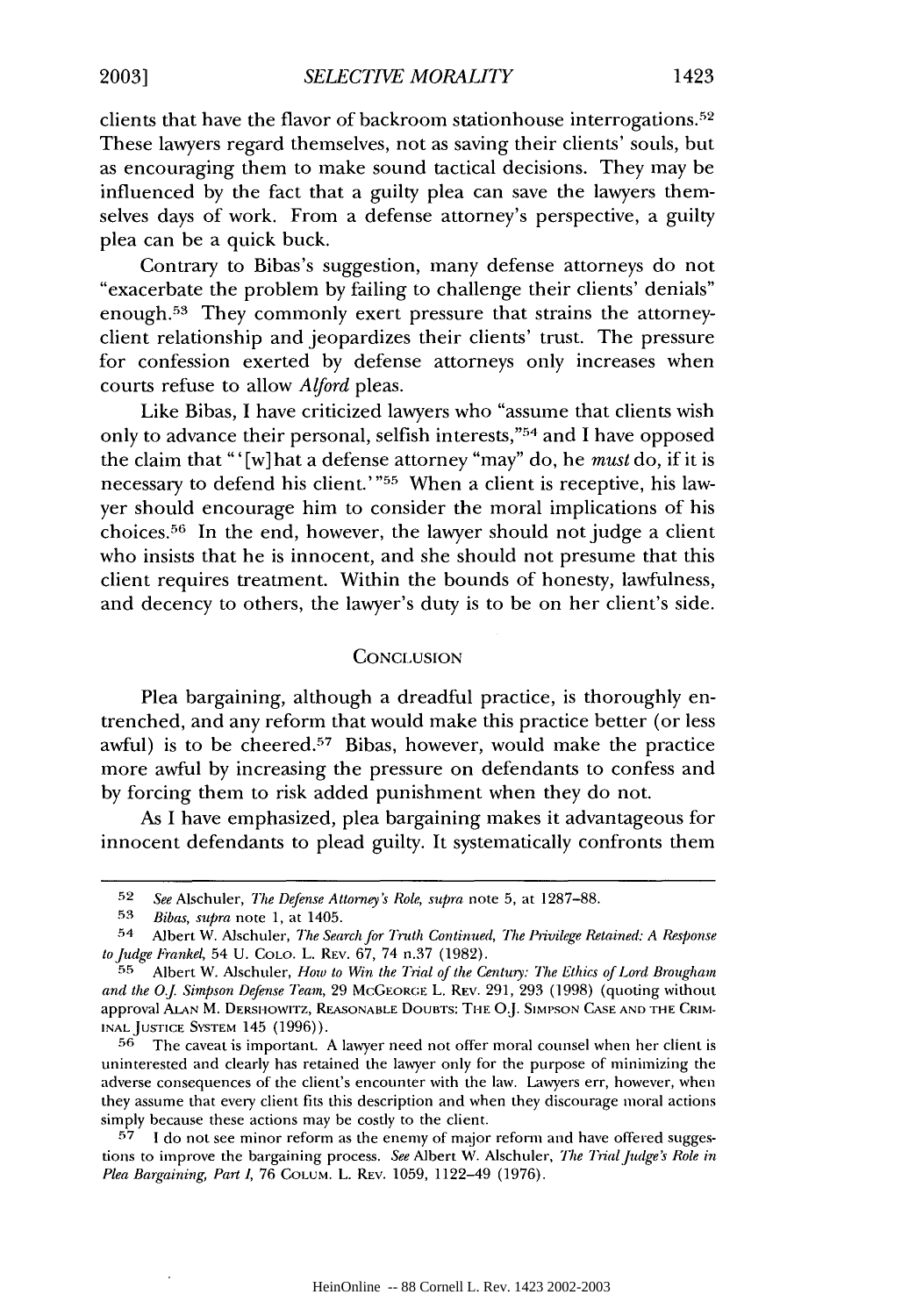clients that have the flavor of backroom stationhouse interrogations.[52] These lawyers regard themselves, not as saving their clients' souls, but as encouraging them to make sound tactical decisions. They may be influenced by the fact that a guilty plea can save the lawyers themselves days of work. From a defense attorney's perspective, a guilty plea can be a quick buck.

Contrary to Bibas's suggestion, many defense attorneys do not "exacerbate the problem by failing to challenge their clients' denials" enough.[53] They commonly exert pressure that strains the attorney-client relationship and jeopardizes their clients' trust. The pressure for confession exerted by defense attorneys only increases when courts refuse to allow *Alford* pleas.

Like Bibas, I have criticized lawyers who "assume that clients wish only to advance their personal, selfish interests,"[54] and I have opposed the claim that "'[w]hat a defense attorney "may" do, he *must* do, if it is necessary to defend his client.'"[55] When a client is receptive, his lawyer should encourage him to consider the moral implications of his choices.[56] In the end, however, the lawyer should not judge a client who insists that he is innocent, and she should not presume that this client requires treatment. Within the bounds of honesty, lawfulness, and decency to others, the lawyer's duty is to be on her client's side.

## CONCLUSION

Plea bargaining, although a dreadful practice, is thoroughly entrenched, and any reform that would make this practice better (or less awful) is to be cheered.[57] Bibas, however, would make the practice more awful by increasing the pressure on defendants to confess and by forcing them to risk added punishment when they do not.

As I have emphasized, plea bargaining makes it advantageous for innocent defendants to plead guilty. It systematically confronts them

---

[52] *See* Alschuler, *The Defense Attorney's Role*, *supra* note 5, at 1287–88.

[53] *Bibas*, *supra* note 1, at 1405.

[54] Albert W. Alschuler, *The Search for Truth Continued, The Privilege Retained: A Response to Judge Frankel*, 54 U. Colo. L. Rev. 67, 74 n.37 (1982).

[55] Albert W. Alschuler, *How to Win the Trial of the Century: The Ethics of Lord Brougham and the O.J. Simpson Defense Team*, 29 McGeorge L. Rev. 291, 293 (1998) (quoting without approval Alan M. Dershowitz, Reasonable Doubts: The O.J. Simpson Case and the Criminal Justice System 145 (1996)).

[56] The caveat is important. A lawyer need not offer moral counsel when her client is uninterested and clearly has retained the lawyer only for the purpose of minimizing the adverse consequences of the client's encounter with the law. Lawyers err, however, when they assume that every client fits this description and when they discourage moral actions simply because these actions may be costly to the client.

[57] I do not see minor reform as the enemy of major reform and have offered suggestions to improve the bargaining process. *See* Albert W. Alschuler, *The Trial Judge's Role in Plea Bargaining, Part I*, 76 Colum. L. Rev. 1059, 1122–49 (1976).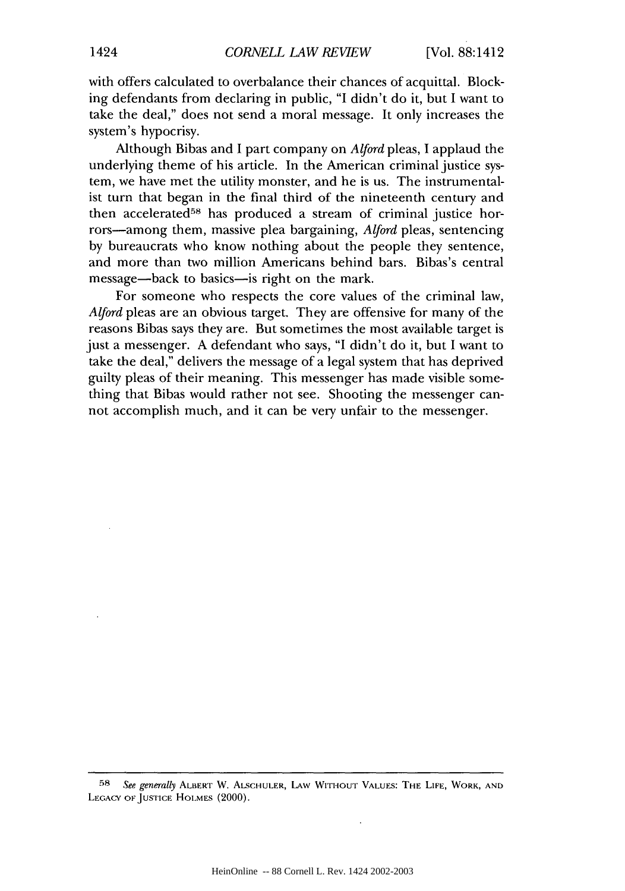with offers calculated to overbalance their chances of acquittal. Blocking defendants from declaring in public, "I didn't do it, but I want to take the deal," does not send a moral message. It only increases the system's hypocrisy.

Although Bibas and I part company on *Alford* pleas, I applaud the underlying theme of his article. In the American criminal justice system, we have met the utility monster, and he is us. The instrumentalist turn that began in the final third of the nineteenth century and then accelerated[58] has produced a stream of criminal justice horrors—among them, massive plea bargaining, *Alford* pleas, sentencing by bureaucrats who know nothing about the people they sentence, and more than two million Americans behind bars. Bibas's central message—back to basics—is right on the mark.

For someone who respects the core values of the criminal law, *Alford* pleas are an obvious target. They are offensive for many of the reasons Bibas says they are. But sometimes the most available target is just a messenger. A defendant who says, "I didn't do it, but I want to take the deal," delivers the message of a legal system that has deprived guilty pleas of their meaning. This messenger has made visible something that Bibas would rather not see. Shooting the messenger cannot accomplish much, and it can be very unfair to the messenger.

---

58 *See generally* ALBERT W. ALSCHULER, LAW WITHOUT VALUES: THE LIFE, WORK, AND LEGACY OF JUSTICE HOLMES (2000).